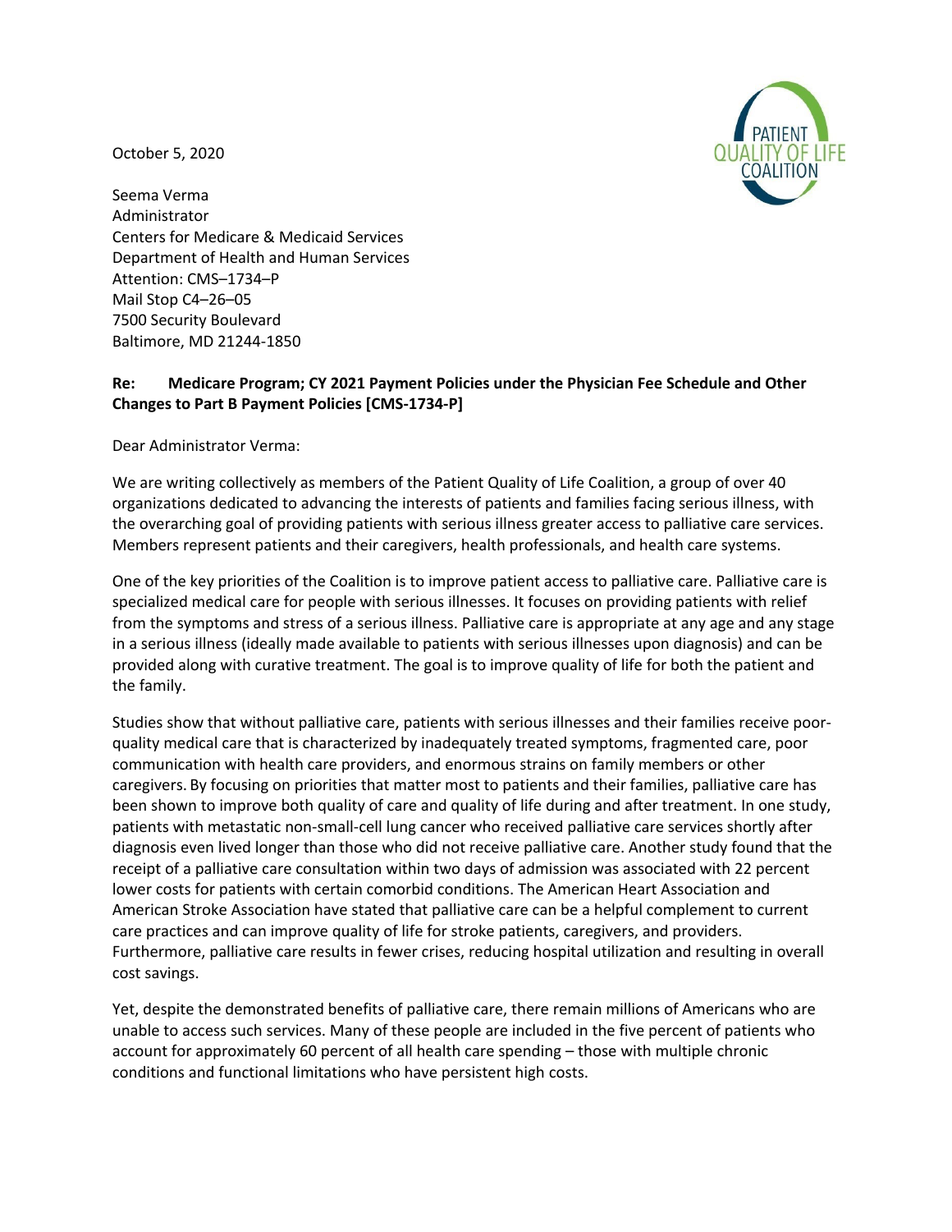October 5, 2020

Seema Verma
Administrator
Centers for Medicare & Medicaid Services
Department of Health and Human Services
Attention: CMS–1734–P
Mail Stop C4–26–05
7500 Security Boulevard
Baltimore, MD 21244-1850

**Re: Medicare Program; CY 2021 Payment Policies under the Physician Fee Schedule and Other Changes to Part B Payment Policies [CMS-1734-P]**

Dear Administrator Verma:

We are writing collectively as members of the Patient Quality of Life Coalition, a group of over 40 organizations dedicated to advancing the interests of patients and families facing serious illness, with the overarching goal of providing patients with serious illness greater access to palliative care services. Members represent patients and their caregivers, health professionals, and health care systems.

One of the key priorities of the Coalition is to improve patient access to palliative care. Palliative care is specialized medical care for people with serious illnesses. It focuses on providing patients with relief from the symptoms and stress of a serious illness. Palliative care is appropriate at any age and any stage in a serious illness (ideally made available to patients with serious illnesses upon diagnosis) and can be provided along with curative treatment. The goal is to improve quality of life for both the patient and the family.

Studies show that without palliative care, patients with serious illnesses and their families receive poor-quality medical care that is characterized by inadequately treated symptoms, fragmented care, poor communication with health care providers, and enormous strains on family members or other caregivers. By focusing on priorities that matter most to patients and their families, palliative care has been shown to improve both quality of care and quality of life during and after treatment. In one study, patients with metastatic non-small-cell lung cancer who received palliative care services shortly after diagnosis even lived longer than those who did not receive palliative care. Another study found that the receipt of a palliative care consultation within two days of admission was associated with 22 percent lower costs for patients with certain comorbid conditions. The American Heart Association and American Stroke Association have stated that palliative care can be a helpful complement to current care practices and can improve quality of life for stroke patients, caregivers, and providers. Furthermore, palliative care results in fewer crises, reducing hospital utilization and resulting in overall cost savings.

Yet, despite the demonstrated benefits of palliative care, there remain millions of Americans who are unable to access such services. Many of these people are included in the five percent of patients who account for approximately 60 percent of all health care spending – those with multiple chronic conditions and functional limitations who have persistent high costs.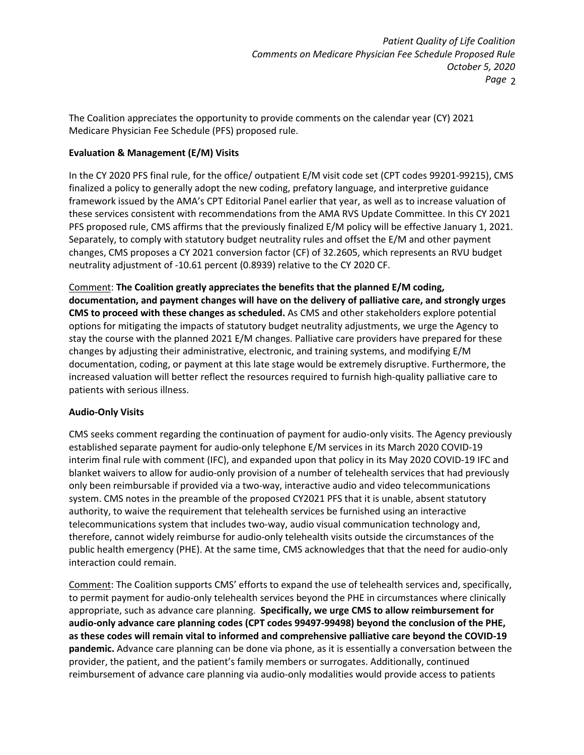The Coalition appreciates the opportunity to provide comments on the calendar year (CY) 2021 Medicare Physician Fee Schedule (PFS) proposed rule.

**Evaluation & Management (E/M) Visits**

In the CY 2020 PFS final rule, for the office/ outpatient E/M visit code set (CPT codes 99201-99215), CMS finalized a policy to generally adopt the new coding, prefatory language, and interpretive guidance framework issued by the AMA's CPT Editorial Panel earlier that year, as well as to increase valuation of these services consistent with recommendations from the AMA RVS Update Committee. In this CY 2021 PFS proposed rule, CMS affirms that the previously finalized E/M policy will be effective January 1, 2021. Separately, to comply with statutory budget neutrality rules and offset the E/M and other payment changes, CMS proposes a CY 2021 conversion factor (CF) of 32.2605, which represents an RVU budget neutrality adjustment of -10.61 percent (0.8939) relative to the CY 2020 CF.

Comment: **The Coalition greatly appreciates the benefits that the planned E/M coding, documentation, and payment changes will have on the delivery of palliative care, and strongly urges CMS to proceed with these changes as scheduled.** As CMS and other stakeholders explore potential options for mitigating the impacts of statutory budget neutrality adjustments, we urge the Agency to stay the course with the planned 2021 E/M changes. Palliative care providers have prepared for these changes by adjusting their administrative, electronic, and training systems, and modifying E/M documentation, coding, or payment at this late stage would be extremely disruptive. Furthermore, the increased valuation will better reflect the resources required to furnish high-quality palliative care to patients with serious illness.

**Audio-Only Visits**

CMS seeks comment regarding the continuation of payment for audio-only visits. The Agency previously established separate payment for audio-only telephone E/M services in its March 2020 COVID-19 interim final rule with comment (IFC), and expanded upon that policy in its May 2020 COVID-19 IFC and blanket waivers to allow for audio-only provision of a number of telehealth services that had previously only been reimbursable if provided via a two-way, interactive audio and video telecommunications system. CMS notes in the preamble of the proposed CY2021 PFS that it is unable, absent statutory authority, to waive the requirement that telehealth services be furnished using an interactive telecommunications system that includes two-way, audio visual communication technology and, therefore, cannot widely reimburse for audio-only telehealth visits outside the circumstances of the public health emergency (PHE). At the same time, CMS acknowledges that that the need for audio-only interaction could remain.

Comment: The Coalition supports CMS' efforts to expand the use of telehealth services and, specifically, to permit payment for audio-only telehealth services beyond the PHE in circumstances where clinically appropriate, such as advance care planning. **Specifically, we urge CMS to allow reimbursement for audio-only advance care planning codes (CPT codes 99497-99498) beyond the conclusion of the PHE, as these codes will remain vital to informed and comprehensive palliative care beyond the COVID-19 pandemic.** Advance care planning can be done via phone, as it is essentially a conversation between the provider, the patient, and the patient's family members or surrogates. Additionally, continued reimbursement of advance care planning via audio-only modalities would provide access to patients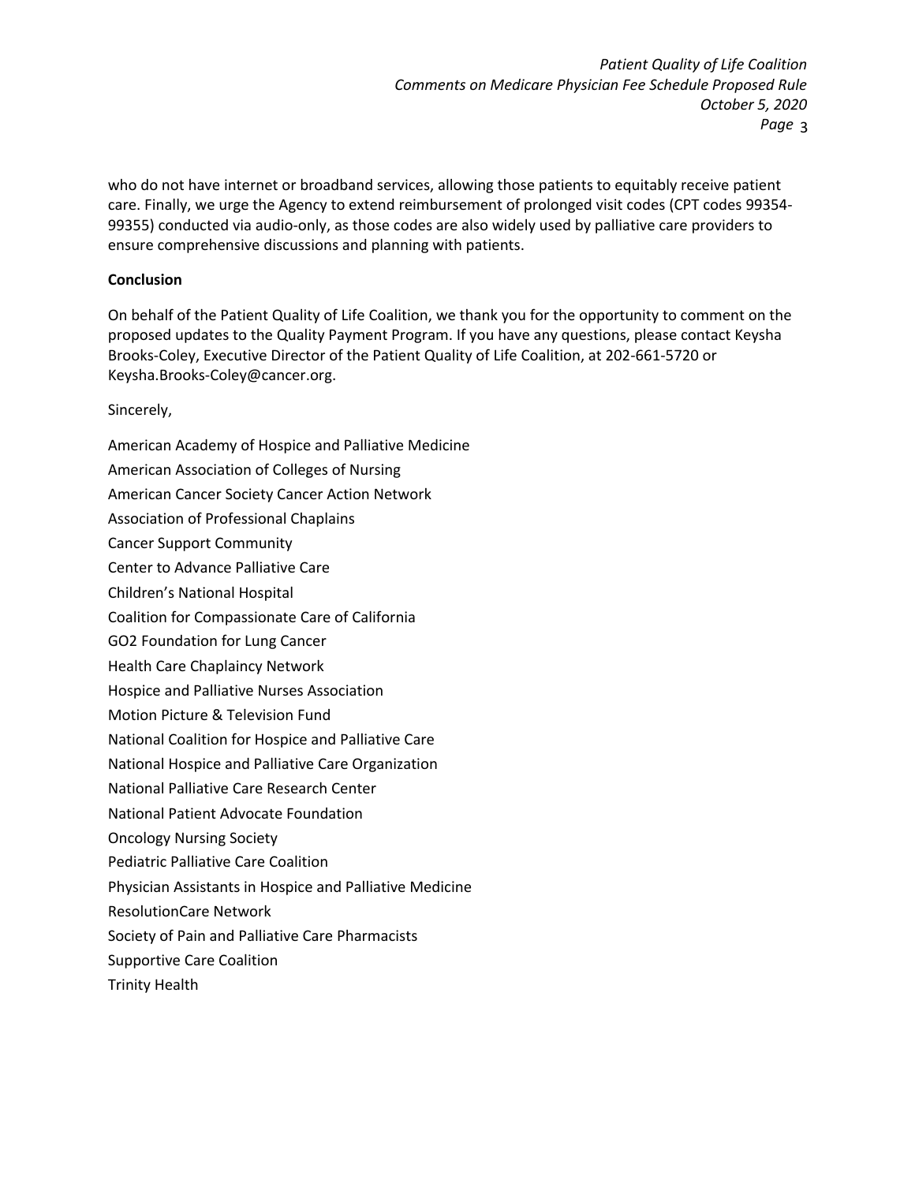who do not have internet or broadband services, allowing those patients to equitably receive patient care. Finally, we urge the Agency to extend reimbursement of prolonged visit codes (CPT codes 99354-99355) conducted via audio-only, as those codes are also widely used by palliative care providers to ensure comprehensive discussions and planning with patients.

**Conclusion**

On behalf of the Patient Quality of Life Coalition, we thank you for the opportunity to comment on the proposed updates to the Quality Payment Program. If you have any questions, please contact Keysha Brooks-Coley, Executive Director of the Patient Quality of Life Coalition, at 202-661-5720 or Keysha.Brooks-Coley@cancer.org.

Sincerely,

American Academy of Hospice and Palliative Medicine
American Association of Colleges of Nursing
American Cancer Society Cancer Action Network
Association of Professional Chaplains
Cancer Support Community
Center to Advance Palliative Care
Children's National Hospital
Coalition for Compassionate Care of California
GO2 Foundation for Lung Cancer
Health Care Chaplaincy Network
Hospice and Palliative Nurses Association
Motion Picture & Television Fund
National Coalition for Hospice and Palliative Care
National Hospice and Palliative Care Organization
National Palliative Care Research Center
National Patient Advocate Foundation
Oncology Nursing Society
Pediatric Palliative Care Coalition
Physician Assistants in Hospice and Palliative Medicine
ResolutionCare Network
Society of Pain and Palliative Care Pharmacists
Supportive Care Coalition
Trinity Health